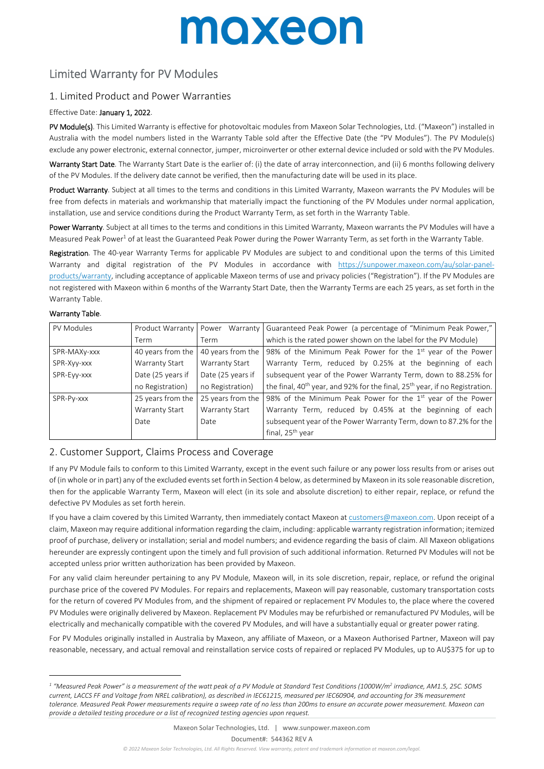# maxeon

## Limited Warranty for PV Modules

### 1. Limited Product and Power Warranties

Effective Date: **January 1, 2022**.

**PV Module(s)**. This Limited Warranty is effective for photovoltaic modules from Maxeon Solar Technologies, Ltd. ("Maxeon") installed in Australia with the model numbers listed in the Warranty Table sold after the Effective Date (the "PV Modules"). The PV Module(s) exclude any power electronic, external connector, jumper, microinverter or other external device included or sold with the PV Modules.

**Warranty Start Date**. The Warranty Start Date is the earlier of: (i) the date of array interconnection, and (ii) 6 months following delivery of the PV Modules. If the delivery date cannot be verified, then the manufacturing date will be used in its place.

**Product Warranty**. Subject at all times to the terms and conditions in this Limited Warranty, Maxeon warrants the PV Modules will be free from defects in materials and workmanship that materially impact the functioning of the PV Modules under normal application, installation, use and service conditions during the Product Warranty Term, as set forth in the Warranty Table.

**Power Warranty**. Subject at all times to the terms and conditions in this Limited Warranty, Maxeon warrants the PV Modules will have a Measured Peak Power[1] of at least the Guaranteed Peak Power during the Power Warranty Term, as set forth in the Warranty Table.

**Registration**. The 40-year Warranty Terms for applicable PV Modules are subject to and conditional upon the terms of this Limited Warranty and digital registration of the PV Modules in accordance with https://sunpower.maxeon.com/au/solar-panel-products/warranty, including acceptance of applicable Maxeon terms of use and privacy policies ("Registration"). If the PV Modules are not registered with Maxeon within 6 months of the Warranty Start Date, then the Warranty Terms are each 25 years, as set forth in the Warranty Table.

**Warranty Table**.

| PV Modules | Product Warranty Term | Power Warranty Term | Guaranteed Peak Power (a percentage of "Minimum Peak Power," which is the rated power shown on the label for the PV Module) |
|---|---|---|---|
| SPR-MAXy-xxx<br>SPR-Xyy-xxx<br>SPR-Eyy-xxx | 40 years from the Warranty Start Date (25 years if no Registration) | 40 years from the Warranty Start Date (25 years if no Registration) | 98% of the Minimum Peak Power for the 1st year of the Power Warranty Term, reduced by 0.25% at the beginning of each subsequent year of the Power Warranty Term, down to 88.25% for the final, 40th year, and 92% for the final, 25th year, if no Registration. |
| SPR-Py-xxx | 25 years from the Warranty Start Date | 25 years from the Warranty Start Date | 98% of the Minimum Peak Power for the 1st year of the Power Warranty Term, reduced by 0.45% at the beginning of each subsequent year of the Power Warranty Term, down to 87.2% for the final, 25th year |

### 2. Customer Support, Claims Process and Coverage

If any PV Module fails to conform to this Limited Warranty, except in the event such failure or any power loss results from or arises out of (in whole or in part) any of the excluded events set forth in Section 4 below, as determined by Maxeon in its sole reasonable discretion, then for the applicable Warranty Term, Maxeon will elect (in its sole and absolute discretion) to either repair, replace, or refund the defective PV Modules as set forth herein.

If you have a claim covered by this Limited Warranty, then immediately contact Maxeon at customers@maxeon.com. Upon receipt of a claim, Maxeon may require additional information regarding the claim, including: applicable warranty registration information; itemized proof of purchase, delivery or installation; serial and model numbers; and evidence regarding the basis of claim. All Maxeon obligations hereunder are expressly contingent upon the timely and full provision of such additional information. Returned PV Modules will not be accepted unless prior written authorization has been provided by Maxeon.

For any valid claim hereunder pertaining to any PV Module, Maxeon will, in its sole discretion, repair, replace, or refund the original purchase price of the covered PV Modules. For repairs and replacements, Maxeon will pay reasonable, customary transportation costs for the return of covered PV Modules from, and the shipment of repaired or replacement PV Modules to, the place where the covered PV Modules were originally delivered by Maxeon. Replacement PV Modules may be refurbished or remanufactured PV Modules, will be electrically and mechanically compatible with the covered PV Modules, and will have a substantially equal or greater power rating.

For PV Modules originally installed in Australia by Maxeon, any affiliate of Maxeon, or a Maxeon Authorised Partner, Maxeon will pay reasonable, necessary, and actual removal and reinstallation service costs of repaired or replaced PV Modules, up to AU$375 for up to

---

[1] *"Measured Peak Power" is a measurement of the watt peak of a PV Module at Standard Test Conditions (1000W/m² irradiance, AM1.5, 25C. SOMS current, LACCS FF and Voltage from NREL calibration), as described in IEC61215, measured per IEC60904, and accounting for 3% measurement tolerance. Measured Peak Power measurements require a sweep rate of no less than 200ms to ensure an accurate power measurement. Maxeon can provide a detailed testing procedure or a list of recognized testing agencies upon request.*

Maxeon Solar Technologies, Ltd. | www.sunpower.maxeon.com

Document#: 544362 REV A

*© 2022 Maxeon Solar Technologies, Ltd. All Rights Reserved. View warranty, patent and trademark information at maxeon.com/legal.*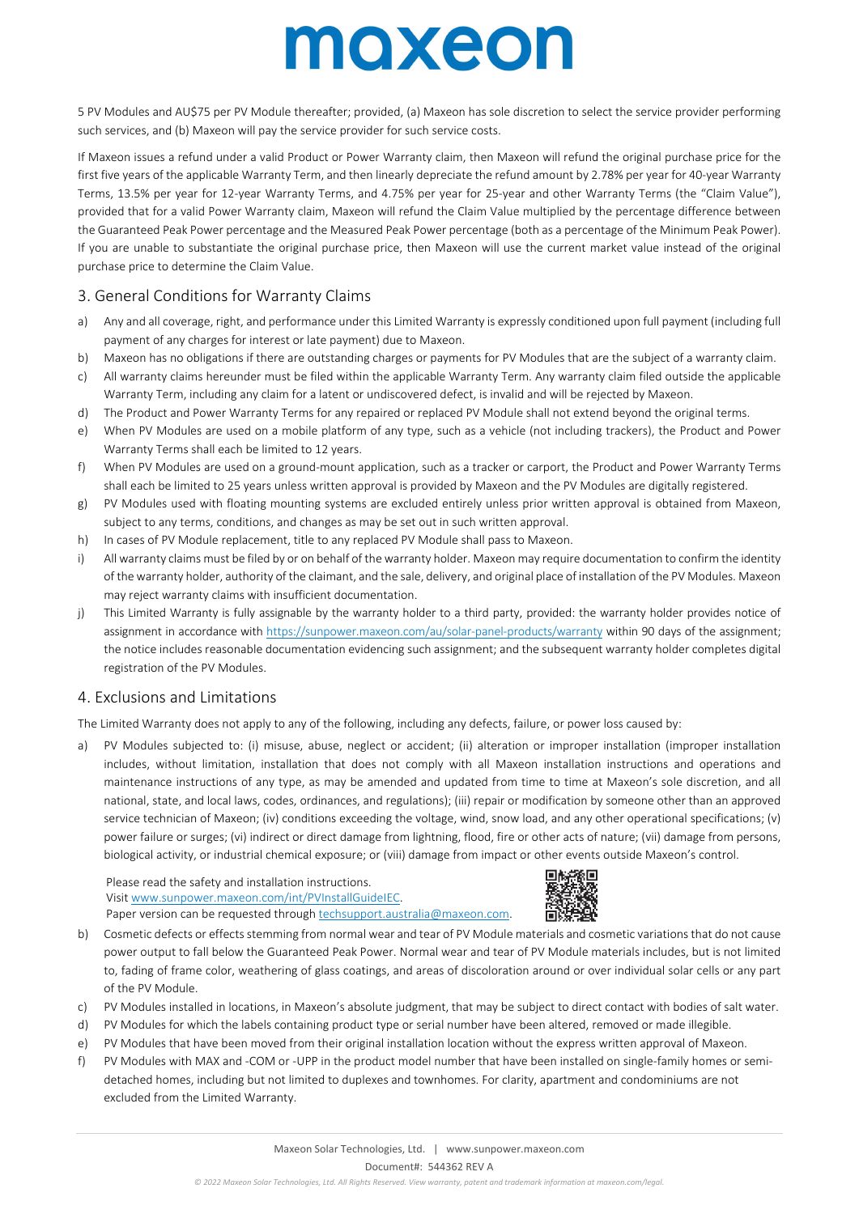5 PV Modules and AU$75 per PV Module thereafter; provided, (a) Maxeon has sole discretion to select the service provider performing such services, and (b) Maxeon will pay the service provider for such service costs.

If Maxeon issues a refund under a valid Product or Power Warranty claim, then Maxeon will refund the original purchase price for the first five years of the applicable Warranty Term, and then linearly depreciate the refund amount by 2.78% per year for 40-year Warranty Terms, 13.5% per year for 12-year Warranty Terms, and 4.75% per year for 25-year and other Warranty Terms (the "Claim Value"), provided that for a valid Power Warranty claim, Maxeon will refund the Claim Value multiplied by the percentage difference between the Guaranteed Peak Power percentage and the Measured Peak Power percentage (both as a percentage of the Minimum Peak Power). If you are unable to substantiate the original purchase price, then Maxeon will use the current market value instead of the original purchase price to determine the Claim Value.

## 3. General Conditions for Warranty Claims

a) Any and all coverage, right, and performance under this Limited Warranty is expressly conditioned upon full payment (including full payment of any charges for interest or late payment) due to Maxeon.

b) Maxeon has no obligations if there are outstanding charges or payments for PV Modules that are the subject of a warranty claim.

c) All warranty claims hereunder must be filed within the applicable Warranty Term. Any warranty claim filed outside the applicable Warranty Term, including any claim for a latent or undiscovered defect, is invalid and will be rejected by Maxeon.

d) The Product and Power Warranty Terms for any repaired or replaced PV Module shall not extend beyond the original terms.

e) When PV Modules are used on a mobile platform of any type, such as a vehicle (not including trackers), the Product and Power Warranty Terms shall each be limited to 12 years.

f) When PV Modules are used on a ground-mount application, such as a tracker or carport, the Product and Power Warranty Terms shall each be limited to 25 years unless written approval is provided by Maxeon and the PV Modules are digitally registered.

g) PV Modules used with floating mounting systems are excluded entirely unless prior written approval is obtained from Maxeon, subject to any terms, conditions, and changes as may be set out in such written approval.

h) In cases of PV Module replacement, title to any replaced PV Module shall pass to Maxeon.

i) All warranty claims must be filed by or on behalf of the warranty holder. Maxeon may require documentation to confirm the identity of the warranty holder, authority of the claimant, and the sale, delivery, and original place of installation of the PV Modules. Maxeon may reject warranty claims with insufficient documentation.

j) This Limited Warranty is fully assignable by the warranty holder to a third party, provided: the warranty holder provides notice of assignment in accordance with https://sunpower.maxeon.com/au/solar-panel-products/warranty within 90 days of the assignment; the notice includes reasonable documentation evidencing such assignment; and the subsequent warranty holder completes digital registration of the PV Modules.

## 4. Exclusions and Limitations

The Limited Warranty does not apply to any of the following, including any defects, failure, or power loss caused by:

a) PV Modules subjected to: (i) misuse, abuse, neglect or accident; (ii) alteration or improper installation (improper installation includes, without limitation, installation that does not comply with all Maxeon installation instructions and operations and maintenance instructions of any type, as may be amended and updated from time to time at Maxeon's sole discretion, and all national, state, and local laws, codes, ordinances, and regulations); (iii) repair or modification by someone other than an approved service technician of Maxeon; (iv) conditions exceeding the voltage, wind, snow load, and any other operational specifications; (v) power failure or surges; (vi) indirect or direct damage from lightning, flood, fire or other acts of nature; (vii) damage from persons, biological activity, or industrial chemical exposure; or (viii) damage from impact or other events outside Maxeon's control.

   Please read the safety and installation instructions.
   Visit www.sunpower.maxeon.com/int/PVInstallGuideIEC.
   Paper version can be requested through techsupport.australia@maxeon.com.

b) Cosmetic defects or effects stemming from normal wear and tear of PV Module materials and cosmetic variations that do not cause power output to fall below the Guaranteed Peak Power. Normal wear and tear of PV Module materials includes, but is not limited to, fading of frame color, weathering of glass coatings, and areas of discoloration around or over individual solar cells or any part of the PV Module.

c) PV Modules installed in locations, in Maxeon's absolute judgment, that may be subject to direct contact with bodies of salt water.

d) PV Modules for which the labels containing product type or serial number have been altered, removed or made illegible.

e) PV Modules that have been moved from their original installation location without the express written approval of Maxeon.

f) PV Modules with MAX and -COM or -UPP in the product model number that have been installed on single-family homes or semi-detached homes, including but not limited to duplexes and townhomes. For clarity, apartment and condominiums are not excluded from the Limited Warranty.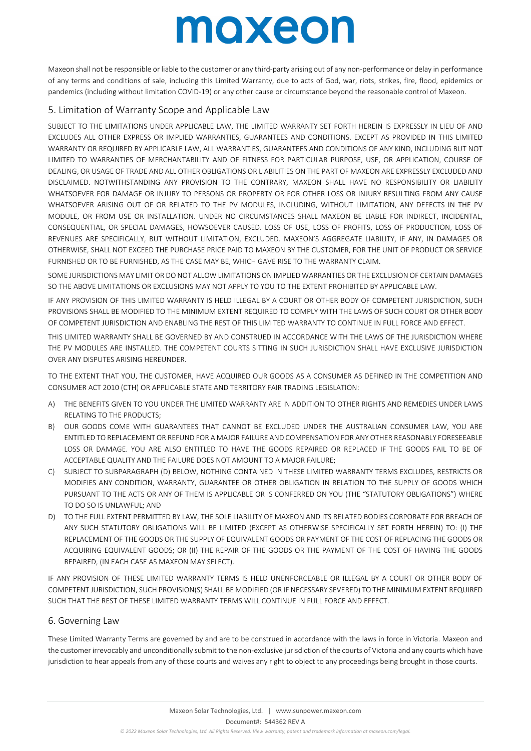Maxeon shall not be responsible or liable to the customer or any third-party arising out of any non-performance or delay in performance of any terms and conditions of sale, including this Limited Warranty, due to acts of God, war, riots, strikes, fire, flood, epidemics or pandemics (including without limitation COVID-19) or any other cause or circumstance beyond the reasonable control of Maxeon.

## 5. Limitation of Warranty Scope and Applicable Law

SUBJECT TO THE LIMITATIONS UNDER APPLICABLE LAW, THE LIMITED WARRANTY SET FORTH HEREIN IS EXPRESSLY IN LIEU OF AND EXCLUDES ALL OTHER EXPRESS OR IMPLIED WARRANTIES, GUARANTEES AND CONDITIONS. EXCEPT AS PROVIDED IN THIS LIMITED WARRANTY OR REQUIRED BY APPLICABLE LAW, ALL WARRANTIES, GUARANTEES AND CONDITIONS OF ANY KIND, INCLUDING BUT NOT LIMITED TO WARRANTIES OF MERCHANTABILITY AND OF FITNESS FOR PARTICULAR PURPOSE, USE, OR APPLICATION, COURSE OF DEALING, OR USAGE OF TRADE AND ALL OTHER OBLIGATIONS OR LIABILITIES ON THE PART OF MAXEON ARE EXPRESSLY EXCLUDED AND DISCLAIMED. NOTWITHSTANDING ANY PROVISION TO THE CONTRARY, MAXEON SHALL HAVE NO RESPONSIBILITY OR LIABILITY WHATSOEVER FOR DAMAGE OR INJURY TO PERSONS OR PROPERTY OR FOR OTHER LOSS OR INJURY RESULTING FROM ANY CAUSE WHATSOEVER ARISING OUT OF OR RELATED TO THE PV MODULES, INCLUDING, WITHOUT LIMITATION, ANY DEFECTS IN THE PV MODULE, OR FROM USE OR INSTALLATION. UNDER NO CIRCUMSTANCES SHALL MAXEON BE LIABLE FOR INDIRECT, INCIDENTAL, CONSEQUENTIAL, OR SPECIAL DAMAGES, HOWSOEVER CAUSED. LOSS OF USE, LOSS OF PROFITS, LOSS OF PRODUCTION, LOSS OF REVENUES ARE SPECIFICALLY, BUT WITHOUT LIMITATION, EXCLUDED. MAXEON'S AGGREGATE LIABILITY, IF ANY, IN DAMAGES OR OTHERWISE, SHALL NOT EXCEED THE PURCHASE PRICE PAID TO MAXEON BY THE CUSTOMER, FOR THE UNIT OF PRODUCT OR SERVICE FURNISHED OR TO BE FURNISHED, AS THE CASE MAY BE, WHICH GAVE RISE TO THE WARRANTY CLAIM.

SOME JURISDICTIONS MAY LIMIT OR DO NOT ALLOW LIMITATIONS ON IMPLIED WARRANTIES OR THE EXCLUSION OF CERTAIN DAMAGES SO THE ABOVE LIMITATIONS OR EXCLUSIONS MAY NOT APPLY TO YOU TO THE EXTENT PROHIBITED BY APPLICABLE LAW.

IF ANY PROVISION OF THIS LIMITED WARRANTY IS HELD ILLEGAL BY A COURT OR OTHER BODY OF COMPETENT JURISDICTION, SUCH PROVISIONS SHALL BE MODIFIED TO THE MINIMUM EXTENT REQUIRED TO COMPLY WITH THE LAWS OF SUCH COURT OR OTHER BODY OF COMPETENT JURISDICTION AND ENABLING THE REST OF THIS LIMITED WARRANTY TO CONTINUE IN FULL FORCE AND EFFECT.

THIS LIMITED WARRANTY SHALL BE GOVERNED BY AND CONSTRUED IN ACCORDANCE WITH THE LAWS OF THE JURISDICTION WHERE THE PV MODULES ARE INSTALLED. THE COMPETENT COURTS SITTING IN SUCH JURISDICTION SHALL HAVE EXCLUSIVE JURISDICTION OVER ANY DISPUTES ARISING HEREUNDER.

TO THE EXTENT THAT YOU, THE CUSTOMER, HAVE ACQUIRED OUR GOODS AS A CONSUMER AS DEFINED IN THE COMPETITION AND CONSUMER ACT 2010 (CTH) OR APPLICABLE STATE AND TERRITORY FAIR TRADING LEGISLATION:

A) THE BENEFITS GIVEN TO YOU UNDER THE LIMITED WARRANTY ARE IN ADDITION TO OTHER RIGHTS AND REMEDIES UNDER LAWS RELATING TO THE PRODUCTS;
B) OUR GOODS COME WITH GUARANTEES THAT CANNOT BE EXCLUDED UNDER THE AUSTRALIAN CONSUMER LAW, YOU ARE ENTITLED TO REPLACEMENT OR REFUND FOR A MAJOR FAILURE AND COMPENSATION FOR ANY OTHER REASONABLY FORESEEABLE LOSS OR DAMAGE. YOU ARE ALSO ENTITLED TO HAVE THE GOODS REPAIRED OR REPLACED IF THE GOODS FAIL TO BE OF ACCEPTABLE QUALITY AND THE FAILURE DOES NOT AMOUNT TO A MAJOR FAILURE;
C) SUBJECT TO SUBPARAGRAPH (D) BELOW, NOTHING CONTAINED IN THESE LIMITED WARRANTY TERMS EXCLUDES, RESTRICTS OR MODIFIES ANY CONDITION, WARRANTY, GUARANTEE OR OTHER OBLIGATION IN RELATION TO THE SUPPLY OF GOODS WHICH PURSUANT TO THE ACTS OR ANY OF THEM IS APPLICABLE OR IS CONFERRED ON YOU (THE "STATUTORY OBLIGATIONS") WHERE TO DO SO IS UNLAWFUL; AND
D) TO THE FULL EXTENT PERMITTED BY LAW, THE SOLE LIABILITY OF MAXEON AND ITS RELATED BODIES CORPORATE FOR BREACH OF ANY SUCH STATUTORY OBLIGATIONS WILL BE LIMITED (EXCEPT AS OTHERWISE SPECIFICALLY SET FORTH HEREIN) TO: (I) THE REPLACEMENT OF THE GOODS OR THE SUPPLY OF EQUIVALENT GOODS OR PAYMENT OF THE COST OF REPLACING THE GOODS OR ACQUIRING EQUIVALENT GOODS; OR (II) THE REPAIR OF THE GOODS OR THE PAYMENT OF THE COST OF HAVING THE GOODS REPAIRED, (IN EACH CASE AS MAXEON MAY SELECT).

IF ANY PROVISION OF THESE LIMITED WARRANTY TERMS IS HELD UNENFORCEABLE OR ILLEGAL BY A COURT OR OTHER BODY OF COMPETENT JURISDICTION, SUCH PROVISION(S) SHALL BE MODIFIED (OR IF NECESSARY SEVERED) TO THE MINIMUM EXTENT REQUIRED SUCH THAT THE REST OF THESE LIMITED WARRANTY TERMS WILL CONTINUE IN FULL FORCE AND EFFECT.

## 6. Governing Law

These Limited Warranty Terms are governed by and are to be construed in accordance with the laws in force in Victoria. Maxeon and the customer irrevocably and unconditionally submit to the non-exclusive jurisdiction of the courts of Victoria and any courts which have jurisdiction to hear appeals from any of those courts and waives any right to object to any proceedings being brought in those courts.